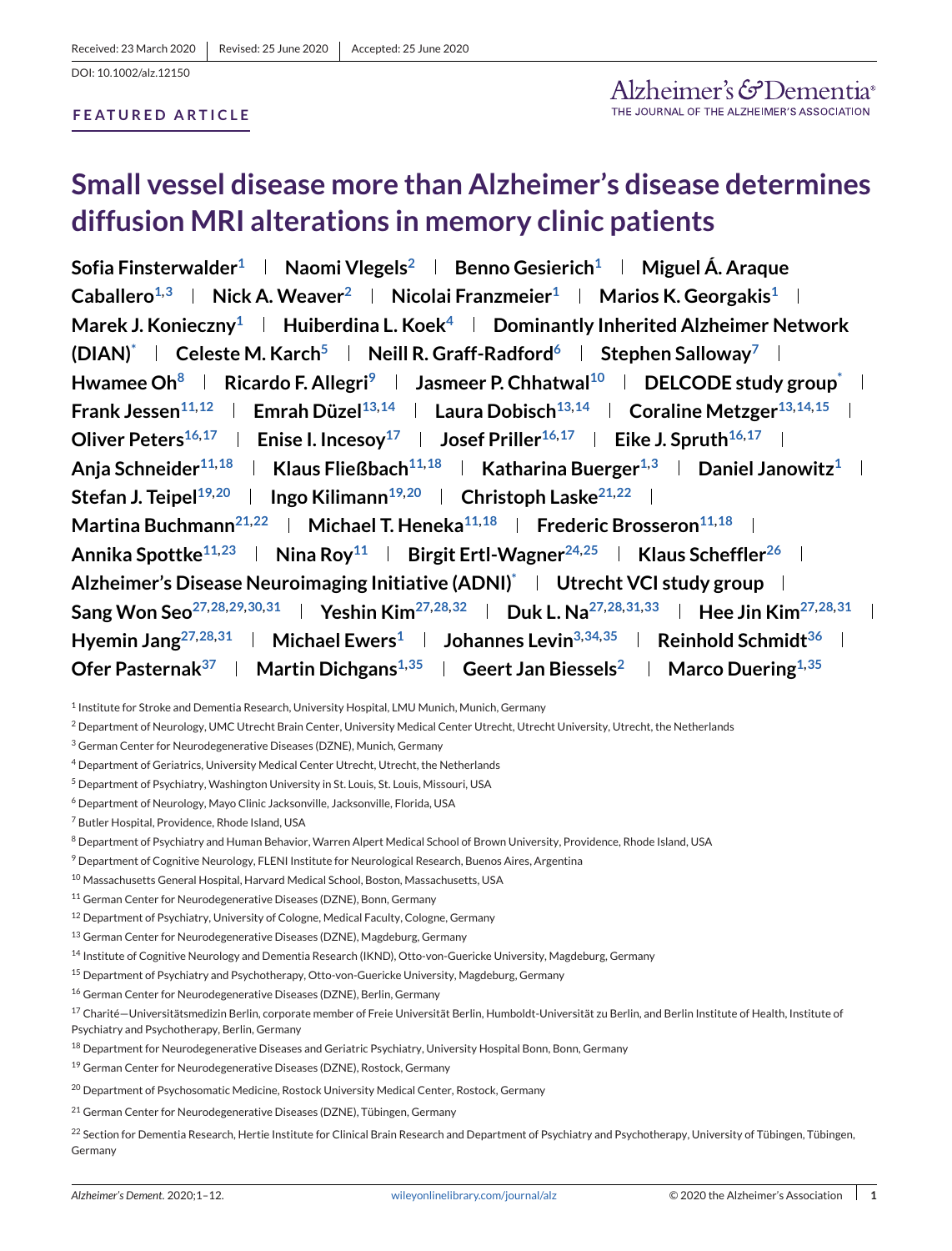Received: 23 March 2020 | Revised: 25 June 2020 | Accepted: 25 June 2020

DOI: 10.1002/alz.12150

**FEATURED ARTICLE**

# Small vessel disease more than Alzheimer's disease determines diffusion MRI alterations in memory clinic patients

**Sofia Finsterwalder[1] | Naomi Vlegels[2] | Benno Gesierich[1] | Miguel Á. Araque Caballero[1,3] | Nick A. Weaver[2] | Nicolai Franzmeier[1] | Marios K. Georgakis[1] | Marek J. Konieczny[1] | Huiberdina L. Koek[4] | Dominantly Inherited Alzheimer Network (DIAN)[*] | Celeste M. Karch[5] | Neill R. Graff-Radford[6] | Stephen Salloway[7] | Hwamee Oh[8] | Ricardo F. Allegri[9] | Jasmeer P. Chhatwal[10] | DELCODE study group[*] | Frank Jessen[11,12] | Emrah Düzel[13,14] | Laura Dobisch[13,14] | Coraline Metzger[13,14,15] | Oliver Peters[16,17] | Enise I. Incesoy[17] | Josef Priller[16,17] | Eike J. Spruth[16,17] | Anja Schneider[11,18] | Klaus Fließbach[11,18] | Katharina Buerger[1,3] | Daniel Janowitz[1] | Stefan J. Teipel[19,20] | Ingo Kilimann[19,20] | Christoph Laske[21,22] | Martina Buchmann[21,22] | Michael T. Heneka[11,18] | Frederic Brosseron[11,18] | Annika Spottke[11,23] | Nina Roy[11] | Birgit Ertl-Wagner[24,25] | Klaus Scheffler[26] | Alzheimer's Disease Neuroimaging Initiative (ADNI)[*] | Utrecht VCI study group | Sang Won Seo[27,28,29,30,31] | Yeshin Kim[27,28,32] | Duk L. Na[27,28,31,33] | Hee Jin Kim[27,28,31] | Hyemin Jang[27,28,31] | Michael Ewers[1] | Johannes Levin[3,34,35] | Reinhold Schmidt[36] | Ofer Pasternak[37] | Martin Dichgans[1,35] | Geert Jan Biessels[2] | Marco Duering[1,35]**

[1] Institute for Stroke and Dementia Research, University Hospital, LMU Munich, Munich, Germany

[2] Department of Neurology, UMC Utrecht Brain Center, University Medical Center Utrecht, Utrecht University, Utrecht, the Netherlands

[3] German Center for Neurodegenerative Diseases (DZNE), Munich, Germany

[4] Department of Geriatrics, University Medical Center Utrecht, Utrecht, the Netherlands

[5] Department of Psychiatry, Washington University in St. Louis, St. Louis, Missouri, USA

[6] Department of Neurology, Mayo Clinic Jacksonville, Jacksonville, Florida, USA

[7] Butler Hospital, Providence, Rhode Island, USA

[8] Department of Psychiatry and Human Behavior, Warren Alpert Medical School of Brown University, Providence, Rhode Island, USA

[9] Department of Cognitive Neurology, FLENI Institute for Neurological Research, Buenos Aires, Argentina

[10] Massachusetts General Hospital, Harvard Medical School, Boston, Massachusetts, USA

[11] German Center for Neurodegenerative Diseases (DZNE), Bonn, Germany

[12] Department of Psychiatry, University of Cologne, Medical Faculty, Cologne, Germany

[13] German Center for Neurodegenerative Diseases (DZNE), Magdeburg, Germany

[14] Institute of Cognitive Neurology and Dementia Research (IKND), Otto-von-Guericke University, Magdeburg, Germany

[15] Department of Psychiatry and Psychotherapy, Otto-von-Guericke University, Magdeburg, Germany

[16] German Center for Neurodegenerative Diseases (DZNE), Berlin, Germany

[17] Charité—Universitätsmedizin Berlin, corporate member of Freie Universität Berlin, Humboldt-Universität zu Berlin, and Berlin Institute of Health, Institute of Psychiatry and Psychotherapy, Berlin, Germany

[18] Department for Neurodegenerative Diseases and Geriatric Psychiatry, University Hospital Bonn, Bonn, Germany

[19] German Center for Neurodegenerative Diseases (DZNE), Rostock, Germany

[20] Department of Psychosomatic Medicine, Rostock University Medical Center, Rostock, Germany

[21] German Center for Neurodegenerative Diseases (DZNE), Tübingen, Germany

[22] Section for Dementia Research, Hertie Institute for Clinical Brain Research and Department of Psychiatry and Psychotherapy, University of Tübingen, Tübingen, Germany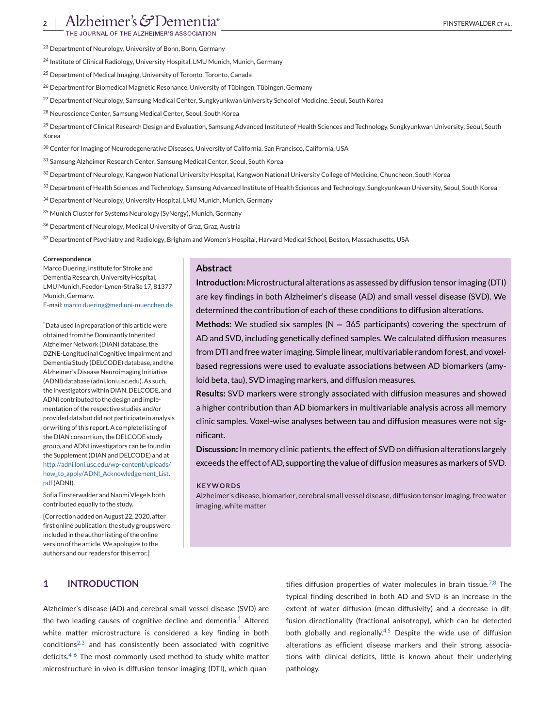[23] Department of Neurology, University of Bonn, Bonn, Germany

[24] Institute of Clinical Radiology, University Hospital, LMU Munich, Munich, Germany

[25] Department of Medical Imaging, University of Toronto, Toronto, Canada

[26] Department for Biomedical Magnetic Resonance, University of Tübingen, Tübingen, Germany

[27] Department of Neurology, Samsung Medical Center, Sungkyunkwan University School of Medicine, Seoul, South Korea

[28] Neuroscience Center, Samsung Medical Center, Seoul, South Korea

[29] Department of Clinical Research Design and Evaluation, Samsung Advanced Institute of Health Sciences and Technology, Sungkyunkwan University, Seoul, South Korea

[30] Center for Imaging of Neurodegenerative Diseases, University of California, San Francisco, California, USA

[31] Samsung Alzheimer Research Center, Samsung Medical Center, Seoul, South Korea

[32] Department of Neurology, Kangwon National University Hospital, Kangwon National University College of Medicine, Chuncheon, South Korea

[33] Department of Health Sciences and Technology, Samsung Advanced Institute of Health Sciences and Technology, Sungkyunkwan University, Seoul, South Korea

[34] Department of Neurology, University Hospital, LMU Munich, Munich, Germany

[35] Munich Cluster for Systems Neurology (SyNergy), Munich, Germany

[36] Department of Neurology, Medical University of Graz, Graz, Austria

[37] Department of Psychiatry and Radiology, Brigham and Women's Hospital, Harvard Medical School, Boston, Massachusetts, USA

**Correspondence**
Marco Duering, Institute for Stroke and Dementia Research, University Hospital, LMU Munich, Feodor-Lynen-Straße 17, 81377 Munich, Germany.
E-mail: marco.duering@med.uni-muenchen.de

*Data used in preparation of this article were obtained from the Dominantly Inherited Alzheimer Network (DIAN) database, the DZNE-Longitudinal Cognitive Impairment and Dementia Study (DELCODE) database, and the Alzheimer's Disease Neuroimaging Initiative (ADNI) database (adni.loni.usc.edu). As such, the investigators within DIAN, DELCODE, and ADNI contributed to the design and implementation of the respective studies and/or provided data but did not participate in analysis or writing of this report. A complete listing of the DIAN consortium, the DELCODE study group, and ADNI investigators can be found in the Supplement (DIAN and DELCODE) and at http://adni.loni.usc.edu/wp-content/uploads/how_to_apply/ADNI_Acknowledgement_List.pdf (ADNI).

Sofia Finsterwalder and Naomi Vlegels both contributed equally to the study.

[Correction added on August 22, 2020, after first online publication: the study groups were included in the author listing of the online version of the article. We apologize to the authors and our readers for this error.]

## Abstract

**Introduction:** Microstructural alterations as assessed by diffusion tensor imaging (DTI) are key findings in both Alzheimer's disease (AD) and small vessel disease (SVD). We determined the contribution of each of these conditions to diffusion alterations.

**Methods:** We studied six samples (N = 365 participants) covering the spectrum of AD and SVD, including genetically defined samples. We calculated diffusion measures from DTI and free water imaging. Simple linear, multivariable random forest, and voxel-based regressions were used to evaluate associations between AD biomarkers (amyloid beta, tau), SVD imaging markers, and diffusion measures.

**Results:** SVD markers were strongly associated with diffusion measures and showed a higher contribution than AD biomarkers in multivariable analysis across all memory clinic samples. Voxel-wise analyses between tau and diffusion measures were not significant.

**Discussion:** In memory clinic patients, the effect of SVD on diffusion alterations largely exceeds the effect of AD, supporting the value of diffusion measures as markers of SVD.

**KEYWORDS**
Alzheimer's disease, biomarker, cerebral small vessel disease, diffusion tensor imaging, free water imaging, white matter

## 1 | INTRODUCTION

Alzheimer's disease (AD) and cerebral small vessel disease (SVD) are the two leading causes of cognitive decline and dementia.[1] Altered white matter microstructure is considered a key finding in both conditions[2,3] and has consistently been associated with cognitive deficits.[4-6] The most commonly used method to study white matter microstructure in vivo is diffusion tensor imaging (DTI), which quantifies diffusion properties of water molecules in brain tissue.[7,8] The typical finding described in both AD and SVD is an increase in the extent of water diffusion (mean diffusivity) and a decrease in diffusion directionality (fractional anisotropy), which can be detected both globally and regionally.[4,5] Despite the wide use of diffusion alterations as efficient disease markers and their strong associations with clinical deficits, little is known about their underlying pathology.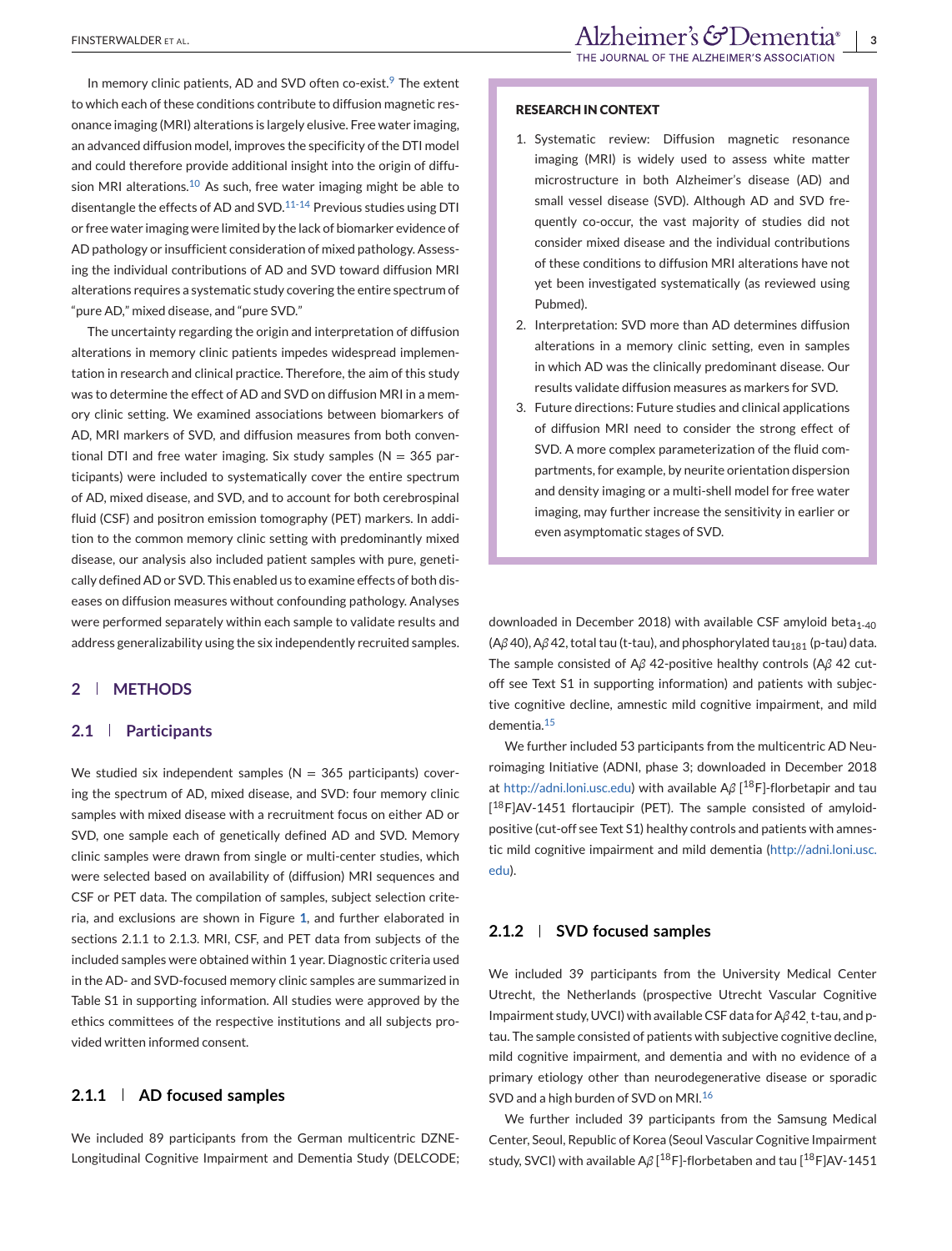In memory clinic patients, AD and SVD often co-exist.[9] The extent to which each of these conditions contribute to diffusion magnetic resonance imaging (MRI) alterations is largely elusive. Free water imaging, an advanced diffusion model, improves the specificity of the DTI model and could therefore provide additional insight into the origin of diffusion MRI alterations.[10] As such, free water imaging might be able to disentangle the effects of AD and SVD.[11-14] Previous studies using DTI or free water imaging were limited by the lack of biomarker evidence of AD pathology or insufficient consideration of mixed pathology. Assessing the individual contributions of AD and SVD toward diffusion MRI alterations requires a systematic study covering the entire spectrum of "pure AD," mixed disease, and "pure SVD."

The uncertainty regarding the origin and interpretation of diffusion alterations in memory clinic patients impedes widespread implementation in research and clinical practice. Therefore, the aim of this study was to determine the effect of AD and SVD on diffusion MRI in a memory clinic setting. We examined associations between biomarkers of AD, MRI markers of SVD, and diffusion measures from both conventional DTI and free water imaging. Six study samples (N = 365 participants) were included to systematically cover the entire spectrum of AD, mixed disease, and SVD, and to account for both cerebrospinal fluid (CSF) and positron emission tomography (PET) markers. In addition to the common memory clinic setting with predominantly mixed disease, our analysis also included patient samples with pure, genetically defined AD or SVD. This enabled us to examine effects of both diseases on diffusion measures without confounding pathology. Analyses were performed separately within each sample to validate results and address generalizability using the six independently recruited samples.

**RESEARCH IN CONTEXT**

1. Systematic review: Diffusion magnetic resonance imaging (MRI) is widely used to assess white matter microstructure in both Alzheimer's disease (AD) and small vessel disease (SVD). Although AD and SVD frequently co-occur, the vast majority of studies did not consider mixed disease and the individual contributions of these conditions to diffusion MRI alterations have not yet been investigated systematically (as reviewed using Pubmed).
2. Interpretation: SVD more than AD determines diffusion alterations in a memory clinic setting, even in samples in which AD was the clinically predominant disease. Our results validate diffusion measures as markers for SVD.
3. Future directions: Future studies and clinical applications of diffusion MRI need to consider the strong effect of SVD. A more complex parameterization of the fluid compartments, for example, by neurite orientation dispersion and density imaging or a multi-shell model for free water imaging, may further increase the sensitivity in earlier or even asymptomatic stages of SVD.

## 2 | METHODS

### 2.1 | Participants

We studied six independent samples (N = 365 participants) covering the spectrum of AD, mixed disease, and SVD: four memory clinic samples with mixed disease with a recruitment focus on either AD or SVD, one sample each of genetically defined AD and SVD. Memory clinic samples were drawn from single or multi-center studies, which were selected based on availability of (diffusion) MRI sequences and CSF or PET data. The compilation of samples, subject selection criteria, and exclusions are shown in Figure 1, and further elaborated in sections 2.1.1 to 2.1.3. MRI, CSF, and PET data from subjects of the included samples were obtained within 1 year. Diagnostic criteria used in the AD- and SVD-focused memory clinic samples are summarized in Table S1 in supporting information. All studies were approved by the ethics committees of the respective institutions and all subjects provided written informed consent.

#### 2.1.1 | AD focused samples

We included 89 participants from the German multicentric DZNE-Longitudinal Cognitive Impairment and Dementia Study (DELCODE; downloaded in December 2018) with available CSF amyloid beta$_{1-40}$ (A$\beta$40), A$\beta$42, total tau (t-tau), and phosphorylated tau$_{181}$ (p-tau) data. The sample consisted of A$\beta$ 42-positive healthy controls (A$\beta$ 42 cutoff see Text S1 in supporting information) and patients with subjective cognitive decline, amnestic mild cognitive impairment, and mild dementia.[15]

We further included 53 participants from the multicentric AD Neuroimaging Initiative (ADNI, phase 3; downloaded in December 2018 at http://adni.loni.usc.edu) with available A$\beta$ [$^{18}$F]-florbetapir and tau [$^{18}$F]AV-1451 flortaucipir (PET). The sample consisted of amyloid-positive (cut-off see Text S1) healthy controls and patients with amnestic mild cognitive impairment and mild dementia (http://adni.loni.usc.edu).

#### 2.1.2 | SVD focused samples

We included 39 participants from the University Medical Center Utrecht, the Netherlands (prospective Utrecht Vascular Cognitive Impairment study, UVCI) with available CSF data for A$\beta$42, t-tau, and p-tau. The sample consisted of patients with subjective cognitive decline, mild cognitive impairment, and dementia and with no evidence of a primary etiology other than neurodegenerative disease or sporadic SVD and a high burden of SVD on MRI.[16]

We further included 39 participants from the Samsung Medical Center, Seoul, Republic of Korea (Seoul Vascular Cognitive Impairment study, SVCI) with available A$\beta$ [$^{18}$F]-florbetaben and tau [$^{18}$F]AV-1451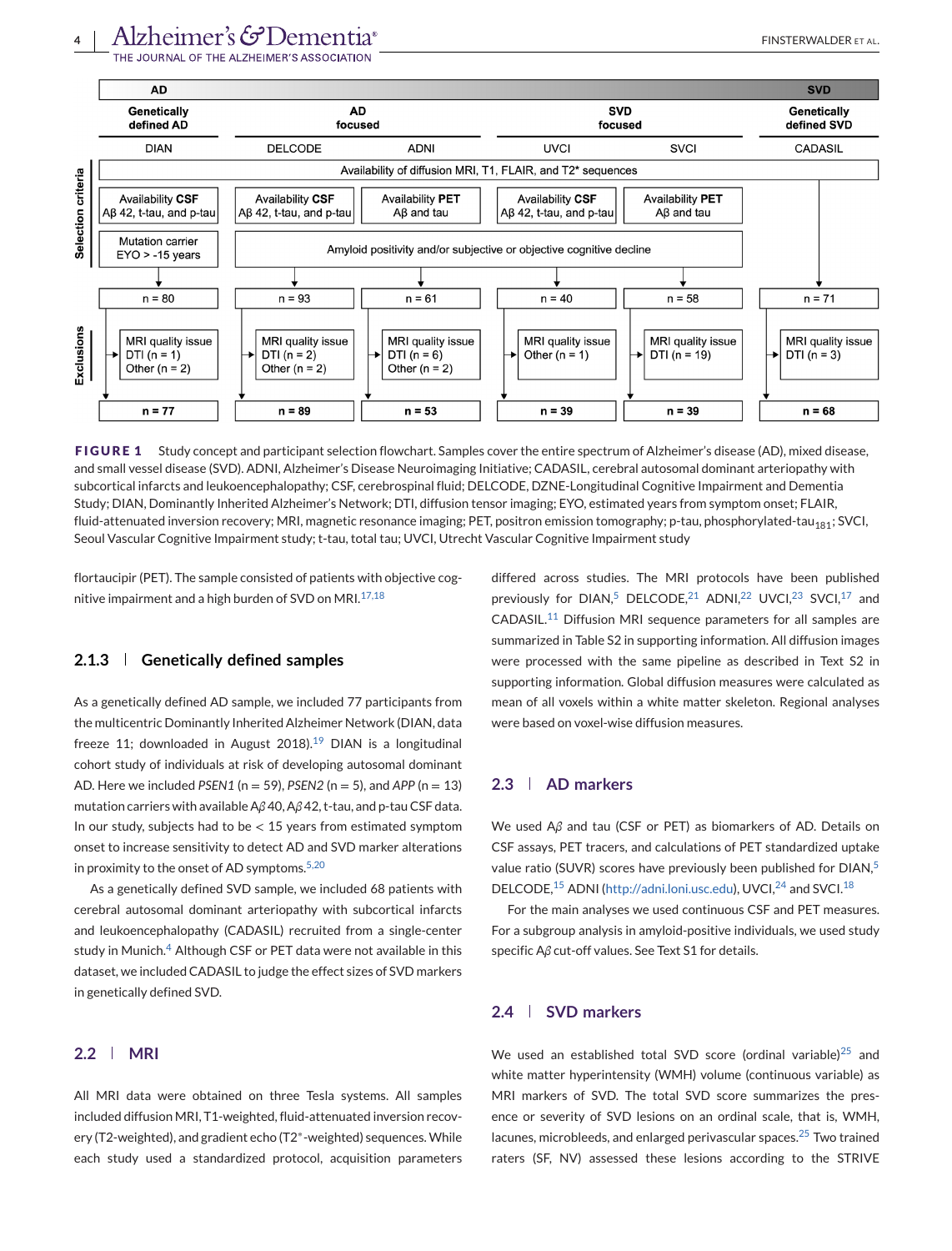**FIGURE 1** Study concept and participant selection flowchart. Samples cover the entire spectrum of Alzheimer's disease (AD), mixed disease, and small vessel disease (SVD). ADNI, Alzheimer's Disease Neuroimaging Initiative; CADASIL, cerebral autosomal dominant arteriopathy with subcortical infarcts and leukoencephalopathy; CSF, cerebrospinal fluid; DELCODE, DZNE-Longitudinal Cognitive Impairment and Dementia Study; DIAN, Dominantly Inherited Alzheimer's Network; DTI, diffusion tensor imaging; EYO, estimated years from symptom onset; FLAIR, fluid-attenuated inversion recovery; MRI, magnetic resonance imaging; PET, positron emission tomography; p-tau, phosphorylated-tau$_{181}$; SVCI, Seoul Vascular Cognitive Impairment study; t-tau, total tau; UVCI, Utrecht Vascular Cognitive Impairment study

flortaucipir (PET). The sample consisted of patients with objective cognitive impairment and a high burden of SVD on MRI.[17,18]

### 2.1.3 | Genetically defined samples

As a genetically defined AD sample, we included 77 participants from the multicentric Dominantly Inherited Alzheimer Network (DIAN, data freeze 11; downloaded in August 2018).[19] DIAN is a longitudinal cohort study of individuals at risk of developing autosomal dominant AD. Here we included *PSEN1* (n = 59), *PSEN2* (n = 5), and *APP* (n = 13) mutation carriers with available Aβ40, Aβ42, t-tau, and p-tau CSF data. In our study, subjects had to be < 15 years from estimated symptom onset to increase sensitivity to detect AD and SVD marker alterations in proximity to the onset of AD symptoms.[5,20]

As a genetically defined SVD sample, we included 68 patients with cerebral autosomal dominant arteriopathy with subcortical infarcts and leukoencephalopathy (CADASIL) recruited from a single-center study in Munich.[4] Although CSF or PET data were not available in this dataset, we included CADASIL to judge the effect sizes of SVD markers in genetically defined SVD.

## 2.2 | MRI

All MRI data were obtained on three Tesla systems. All samples included diffusion MRI, T1-weighted, fluid-attenuated inversion recovery (T2-weighted), and gradient echo (T2*-weighted) sequences. While each study used a standardized protocol, acquisition parameters differed across studies. The MRI protocols have been published previously for DIAN,[5] DELCODE,[21] ADNI,[22] UVCI,[23] SVCI,[17] and CADASIL.[11] Diffusion MRI sequence parameters for all samples are summarized in Table S2 in supporting information. All diffusion images were processed with the same pipeline as described in Text S2 in supporting information. Global diffusion measures were calculated as mean of all voxels within a white matter skeleton. Regional analyses were based on voxel-wise diffusion measures.

## 2.3 | AD markers

We used Aβ and tau (CSF or PET) as biomarkers of AD. Details on CSF assays, PET tracers, and calculations of PET standardized uptake value ratio (SUVR) scores have previously been published for DIAN,[5] DELCODE,[15] ADNI (http://adni.loni.usc.edu), UVCI,[24] and SVCI.[18]

For the main analyses we used continuous CSF and PET measures. For a subgroup analysis in amyloid-positive individuals, we used study specific Aβ cut-off values. See Text S1 for details.

## 2.4 | SVD markers

We used an established total SVD score (ordinal variable)[25] and white matter hyperintensity (WMH) volume (continuous variable) as MRI markers of SVD. The total SVD score summarizes the presence or severity of SVD lesions on an ordinal scale, that is, WMH, lacunes, microbleeds, and enlarged perivascular spaces.[25] Two trained raters (SF, NV) assessed these lesions according to the STRIVE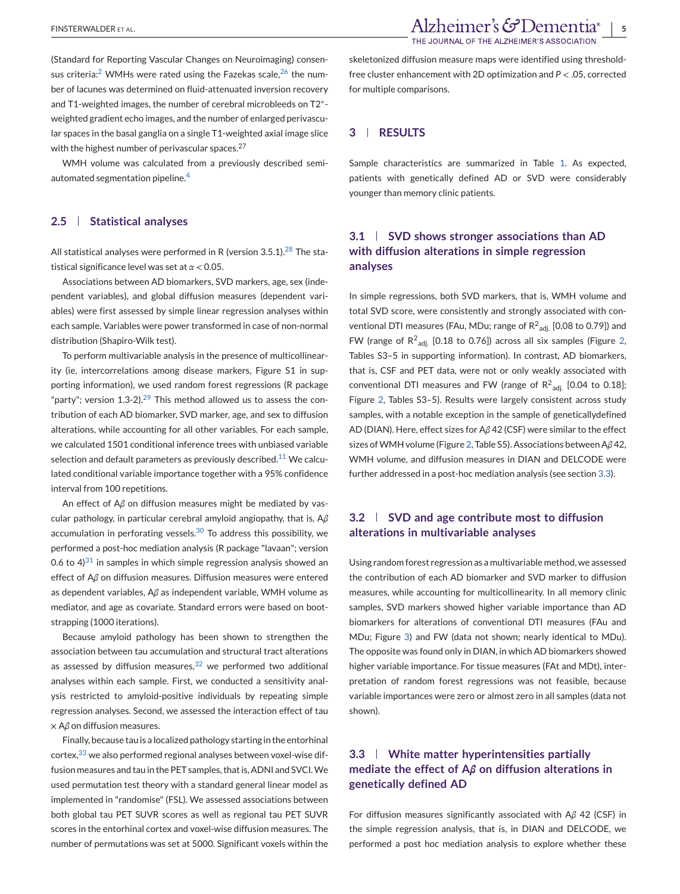(Standard for Reporting Vascular Changes on Neuroimaging) consensus criteria:[2] WMHs were rated using the Fazekas scale,[26] the number of lacunes was determined on fluid-attenuated inversion recovery and T1-weighted images, the number of cerebral microbleeds on T2*-weighted gradient echo images, and the number of enlarged perivascular spaces in the basal ganglia on a single T1-weighted axial image slice with the highest number of perivascular spaces.[27]

WMH volume was calculated from a previously described semi-automated segmentation pipeline.[4]

## 2.5 | Statistical analyses

All statistical analyses were performed in R (version 3.5.1).[28] The statistical significance level was set at $\alpha < 0.05$.

Associations between AD biomarkers, SVD markers, age, sex (independent variables), and global diffusion measures (dependent variables) were first assessed by simple linear regression analyses within each sample. Variables were power transformed in case of non-normal distribution (Shapiro-Wilk test).

To perform multivariable analysis in the presence of multicollinearity (ie, intercorrelations among disease markers, Figure S1 in supporting information), we used random forest regressions (R package "party"; version 1.3-2).[29] This method allowed us to assess the contribution of each AD biomarker, SVD marker, age, and sex to diffusion alterations, while accounting for all other variables. For each sample, we calculated 1501 conditional inference trees with unbiased variable selection and default parameters as previously described.[11] We calculated conditional variable importance together with a 95% confidence interval from 100 repetitions.

An effect of A$\beta$ on diffusion measures might be mediated by vascular pathology, in particular cerebral amyloid angiopathy, that is, A$\beta$ accumulation in perforating vessels.[30] To address this possibility, we performed a post-hoc mediation analysis (R package "lavaan"; version 0.6 to 4)[31] in samples in which simple regression analysis showed an effect of A$\beta$ on diffusion measures. Diffusion measures were entered as dependent variables, A$\beta$ as independent variable, WMH volume as mediator, and age as covariate. Standard errors were based on bootstrapping (1000 iterations).

Because amyloid pathology has been shown to strengthen the association between tau accumulation and structural tract alterations as assessed by diffusion measures,[32] we performed two additional analyses within each sample. First, we conducted a sensitivity analysis restricted to amyloid-positive individuals by repeating simple regression analyses. Second, we assessed the interaction effect of tau $\times$ A$\beta$ on diffusion measures.

Finally, because tau is a localized pathology starting in the entorhinal cortex,[33] we also performed regional analyses between voxel-wise diffusion measures and tau in the PET samples, that is, ADNI and SVCI. We used permutation test theory with a standard general linear model as implemented in "randomise" (FSL). We assessed associations between both global tau PET SUVR scores as well as regional tau PET SUVR scores in the entorhinal cortex and voxel-wise diffusion measures. The number of permutations was set at 5000. Significant voxels within the skeletonized diffusion measure maps were identified using threshold-free cluster enhancement with 2D optimization and $P < .05$, corrected for multiple comparisons.

# 3 | RESULTS

Sample characteristics are summarized in Table 1. As expected, patients with genetically defined AD or SVD were considerably younger than memory clinic patients.

## 3.1 | SVD shows stronger associations than AD with diffusion alterations in simple regression analyses

In simple regressions, both SVD markers, that is, WMH volume and total SVD score, were consistently and strongly associated with conventional DTI measures (FAu, MDu; range of $R^2_{adj.}$ [0.08 to 0.79]) and FW (range of $R^2_{adj.}$ [0.18 to 0.76]) across all six samples (Figure 2, Tables S3–5 in supporting information). In contrast, AD biomarkers, that is, CSF and PET data, were not or only weakly associated with conventional DTI measures and FW (range of $R^2_{adj.}$ [0.04 to 0.18]; Figure 2, Tables S3–5). Results were largely consistent across study samples, with a notable exception in the sample of geneticallydefined AD (DIAN). Here, effect sizes for A$\beta$ 42 (CSF) were similar to the effect sizes of WMH volume (Figure 2, Table S5). Associations between A$\beta$ 42, WMH volume, and diffusion measures in DIAN and DELCODE were further addressed in a post-hoc mediation analysis (see section 3.3).

## 3.2 | SVD and age contribute most to diffusion alterations in multivariable analyses

Using random forest regression as a multivariable method, we assessed the contribution of each AD biomarker and SVD marker to diffusion measures, while accounting for multicollinearity. In all memory clinic samples, SVD markers showed higher variable importance than AD biomarkers for alterations of conventional DTI measures (FAu and MDu; Figure 3) and FW (data not shown; nearly identical to MDu). The opposite was found only in DIAN, in which AD biomarkers showed higher variable importance. For tissue measures (FAt and MDt), interpretation of random forest regressions was not feasible, because variable importances were zero or almost zero in all samples (data not shown).

## 3.3 | White matter hyperintensities partially mediate the effect of A$\beta$ on diffusion alterations in genetically defined AD

For diffusion measures significantly associated with A$\beta$ 42 (CSF) in the simple regression analysis, that is, in DIAN and DELCODE, we performed a post hoc mediation analysis to explore whether these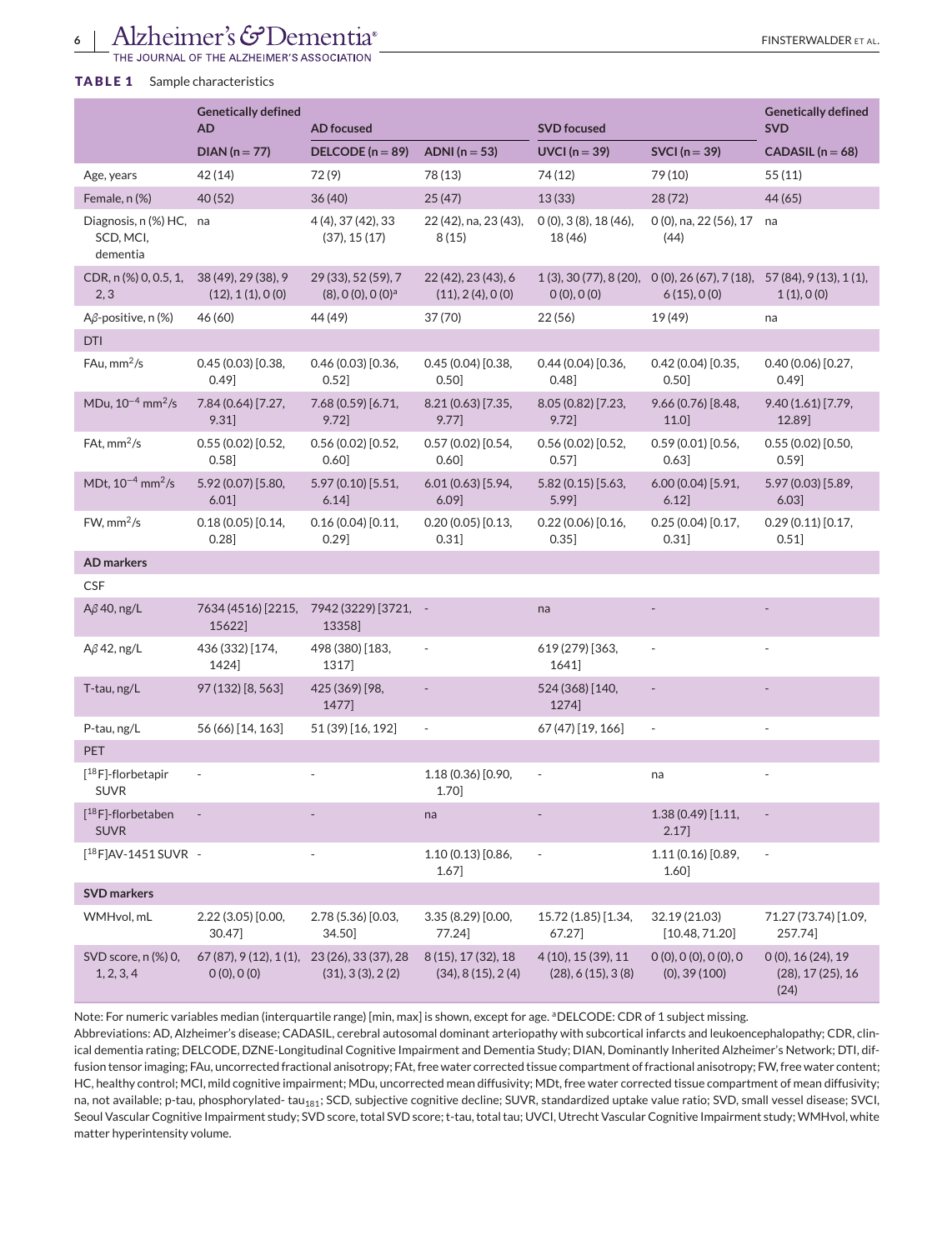**TABLE 1** Sample characteristics

| | Genetically defined AD | AD focused | | SVD focused | | Genetically defined SVD |
|---|---|---|---|---|---|---|
| | DIAN (n = 77) | DELCODE (n = 89) | ADNI (n = 53) | UVCI (n = 39) | SVCI (n = 39) | CADASIL (n = 68) |
| Age, years | 42 (14) | 72 (9) | 78 (13) | 74 (12) | 79 (10) | 55 (11) |
| Female, n (%) | 40 (52) | 36 (40) | 25 (47) | 13 (33) | 28 (72) | 44 (65) |
| Diagnosis, n (%) HC, SCD, MCI, dementia | na | 4 (4), 37 (42), 33 (37), 15 (17) | 22 (42), na, 23 (43), 8 (15) | 0 (0), 3 (8), 18 (46), 18 (46) | 0 (0), na, 22 (56), 17 (44) | na |
| CDR, n (%) 0, 0.5, 1, 2, 3 | 38 (49), 29 (38), 9 (12), 1 (1), 0 (0) | 29 (33), 52 (59), 7 (8), 0 (0), 0 (0)[a] | 22 (42), 23 (43), 6 (11), 2 (4), 0 (0) | 1 (3), 30 (77), 8 (20), 0 (0), 0 (0) | 0 (0), 26 (67), 7 (18), 6 (15), 0 (0) | 57 (84), 9 (13), 1 (1), 1 (1), 0 (0) |
| Aβ-positive, n (%) | 46 (60) | 44 (49) | 37 (70) | 22 (56) | 19 (49) | na |
| DTI | | | | | | |
| FAu, $mm^2/s$ | 0.45 (0.03) [0.38, 0.49] | 0.46 (0.03) [0.36, 0.52] | 0.45 (0.04) [0.38, 0.50] | 0.44 (0.04) [0.36, 0.48] | 0.42 (0.04) [0.35, 0.50] | 0.40 (0.06) [0.27, 0.49] |
| MDu, $10^{-4}$ $mm^2/s$ | 7.84 (0.64) [7.27, 9.31] | 7.68 (0.59) [6.71, 9.72] | 8.21 (0.63) [7.35, 9.77] | 8.05 (0.82) [7.23, 9.72] | 9.66 (0.76) [8.48, 11.0] | 9.40 (1.61) [7.79, 12.89] |
| FAt, $mm^2/s$ | 0.55 (0.02) [0.52, 0.58] | 0.56 (0.02) [0.52, 0.60] | 0.57 (0.02) [0.54, 0.60] | 0.56 (0.02) [0.52, 0.57] | 0.59 (0.01) [0.56, 0.63] | 0.55 (0.02) [0.50, 0.59] |
| MDt, $10^{-4}$ $mm^2/s$ | 5.92 (0.07) [5.80, 6.01] | 5.97 (0.10) [5.51, 6.14] | 6.01 (0.63) [5.94, 6.09] | 5.82 (0.15) [5.63, 5.99] | 6.00 (0.04) [5.91, 6.12] | 5.97 (0.03) [5.89, 6.03] |
| FW, $mm^2/s$ | 0.18 (0.05) [0.14, 0.28] | 0.16 (0.04) [0.11, 0.29] | 0.20 (0.05) [0.13, 0.31] | 0.22 (0.06) [0.16, 0.35] | 0.25 (0.04) [0.17, 0.31] | 0.29 (0.11) [0.17, 0.51] |
| **AD markers** | | | | | | |
| CSF | | | | | | |
| Aβ 40, ng/L | 7634 (4516) [2215, 15622] | 7942 (3229) [3721, 13358] | - | na | - | - |
| Aβ 42, ng/L | 436 (332) [174, 1424] | 498 (380) [183, 1317] | - | 619 (279) [363, 1641] | - | - |
| T-tau, ng/L | 97 (132) [8, 563] | 425 (369) [98, 1477] | - | 524 (368) [140, 1274] | - | - |
| P-tau, ng/L | 56 (66) [14, 163] | 51 (39) [16, 192] | - | 67 (47) [19, 166] | - | - |
| PET | | | | | | |
| [$^{18}$F]-florbetapir SUVR | - | - | 1.18 (0.36) [0.90, 1.70] | - | na | - |
| [$^{18}$F]-florbetaben SUVR | - | - | na | - | 1.38 (0.49) [1.11, 2.17] | - |
| [$^{18}$F]AV-1451 SUVR | - | - | 1.10 (0.13) [0.86, 1.67] | - | 1.11 (0.16) [0.89, 1.60] | - |
| **SVD markers** | | | | | | |
| WMHvol, mL | 2.22 (3.05) [0.00, 30.47] | 2.78 (5.36) [0.03, 34.50] | 3.35 (8.29) [0.00, 77.24] | 15.72 (1.85) [1.34, 67.27] | 32.19 (21.03) [10.48, 71.20] | 71.27 (73.74) [1.09, 257.74] |
| SVD score, n (%) 0, 1, 2, 3, 4 | 67 (87), 9 (12), 1 (1), 0 (0), 0 (0) | 23 (26), 33 (37), 28 (31), 3 (3), 2 (2) | 8 (15), 17 (32), 18 (34), 8 (15), 2 (4) | 4 (10), 15 (39), 11 (28), 6 (15), 3 (8) | 0 (0), 0 (0), 0 (0), 0 (0), 39 (100) | 0 (0), 16 (24), 19 (28), 17 (25), 16 (24) |

Note: For numeric variables median (interquartile range) [min, max] is shown, except for age. [a]DELCODE: CDR of 1 subject missing.

Abbreviations: AD, Alzheimer's disease; CADASIL, cerebral autosomal dominant arteriopathy with subcortical infarcts and leukoencephalopathy; CDR, clinical dementia rating; DELCODE, DZNE-Longitudinal Cognitive Impairment and Dementia Study; DIAN, Dominantly Inherited Alzheimer's Network; DTI, diffusion tensor imaging; FAu, uncorrected fractional anisotropy; FAt, free water corrected tissue compartment of fractional anisotropy; FW, free water content; HC, healthy control; MCI, mild cognitive impairment; MDu, uncorrected mean diffusivity; MDt, free water corrected tissue compartment of mean diffusivity; na, not available; p-tau, phosphorylated- $tau_{181}$; SCD, subjective cognitive decline; SUVR, standardized uptake value ratio; SVD, small vessel disease; SVCI, Seoul Vascular Cognitive Impairment study; SVD score, total SVD score; t-tau, total tau; UVCI, Utrecht Vascular Cognitive Impairment study; WMHvol, white matter hyperintensity volume.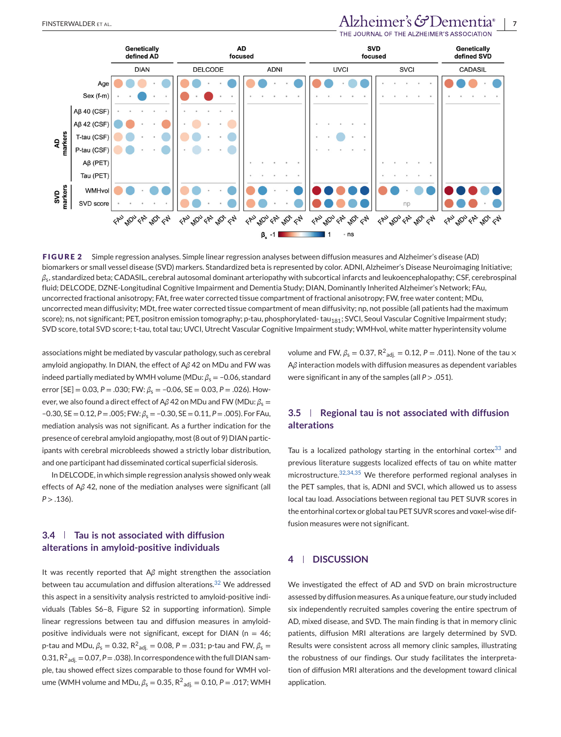**FIGURE 2** Simple regression analyses. Simple linear regression analyses between diffusion measures and Alzheimer's disease (AD) biomarkers or small vessel disease (SVD) markers. Standardized beta is represented by color. ADNI, Alzheimer's Disease Neuroimaging Initiative; $\beta_s$, standardized beta; CADASIL, cerebral autosomal dominant arteriopathy with subcortical infarcts and leukoencephalopathy; CSF, cerebrospinal fluid; DELCODE, DZNE-Longitudinal Cognitive Impairment and Dementia Study; DIAN, Dominantly Inherited Alzheimer's Network; FAu, uncorrected fractional anisotropy; FAt, free water corrected tissue compartment of fractional anisotropy; FW, free water content; MDu, uncorrected mean diffusivity; MDt, free water corrected tissue compartment of mean diffusivity; np, not possible (all patients had the maximum score); ns, not significant; PET, positron emission tomography; p-tau, phosphorylated- $tau_{181}$; SVCI, Seoul Vascular Cognitive Impairment study; SVD score, total SVD score; t-tau, total tau; UVCI, Utrecht Vascular Cognitive Impairment study; WMHvol, white matter hyperintensity volume

associations might be mediated by vascular pathology, such as cerebral amyloid angiopathy. In DIAN, the effect of Aβ42 on MDu and FW was indeed partially mediated by WMH volume (MDu: $\beta_s = -0.06$, standard error [SE] = 0.03, $P = .030$; FW: $\beta_s = -0.06$, SE = 0.03, $P = .026$). However, we also found a direct effect of Aβ42 on MDu and FW (MDu: $\beta_s = -0.30$, SE = 0.12, $P = .005$; FW: $\beta_s = -0.30$, SE = 0.11, $P = .005$). For FAu, mediation analysis was not significant. As a further indication for the presence of cerebral amyloid angiopathy, most (8 out of 9) DIAN participants with cerebral microbleeds showed a strictly lobar distribution, and one participant had disseminated cortical superficial siderosis.

In DELCODE, in which simple regression analysis showed only weak effects of Aβ42, none of the mediation analyses were significant (all $P > .136$).

## 3.4 | Tau is not associated with diffusion alterations in amyloid-positive individuals

It was recently reported that Aβ might strengthen the association between tau accumulation and diffusion alterations.[32] We addressed this aspect in a sensitivity analysis restricted to amyloid-positive individuals (Tables S6–8, Figure S2 in supporting information). Simple linear regressions between tau and diffusion measures in amyloid-positive individuals were not significant, except for DIAN ($n = 46$; p-tau and MDu, $\beta_s = 0.32$, $R^2_{adj.} = 0.08$, $P = .031$; p-tau and FW, $\beta_s = 0.31$, $R^2_{adj.} = 0.07$, $P = .038$). In correspondence with the full DIAN sample, tau showed effect sizes comparable to those found for WMH volume (WMH volume and MDu, $\beta_s = 0.35$, $R^2_{adj.} = 0.10$, $P = .017$; WMH volume and FW, $\beta_s = 0.37$, $R^2_{adj.} = 0.12$, $P = .011$). None of the tau × Aβ interaction models with diffusion measures as dependent variables were significant in any of the samples (all $P > .051$).

## 3.5 | Regional tau is not associated with diffusion alterations

Tau is a localized pathology starting in the entorhinal cortex[33] and previous literature suggests localized effects of tau on white matter microstructure.[32,34,35] We therefore performed regional analyses in the PET samples, that is, ADNI and SVCI, which allowed us to assess local tau load. Associations between regional tau PET SUVR scores in the entorhinal cortex or global tau PET SUVR scores and voxel-wise diffusion measures were not significant.

# 4 | DISCUSSION

We investigated the effect of AD and SVD on brain microstructure assessed by diffusion measures. As a unique feature, our study included six independently recruited samples covering the entire spectrum of AD, mixed disease, and SVD. The main finding is that in memory clinic patients, diffusion MRI alterations are largely determined by SVD. Results were consistent across all memory clinic samples, illustrating the robustness of our findings. Our study facilitates the interpretation of diffusion MRI alterations and the development toward clinical application.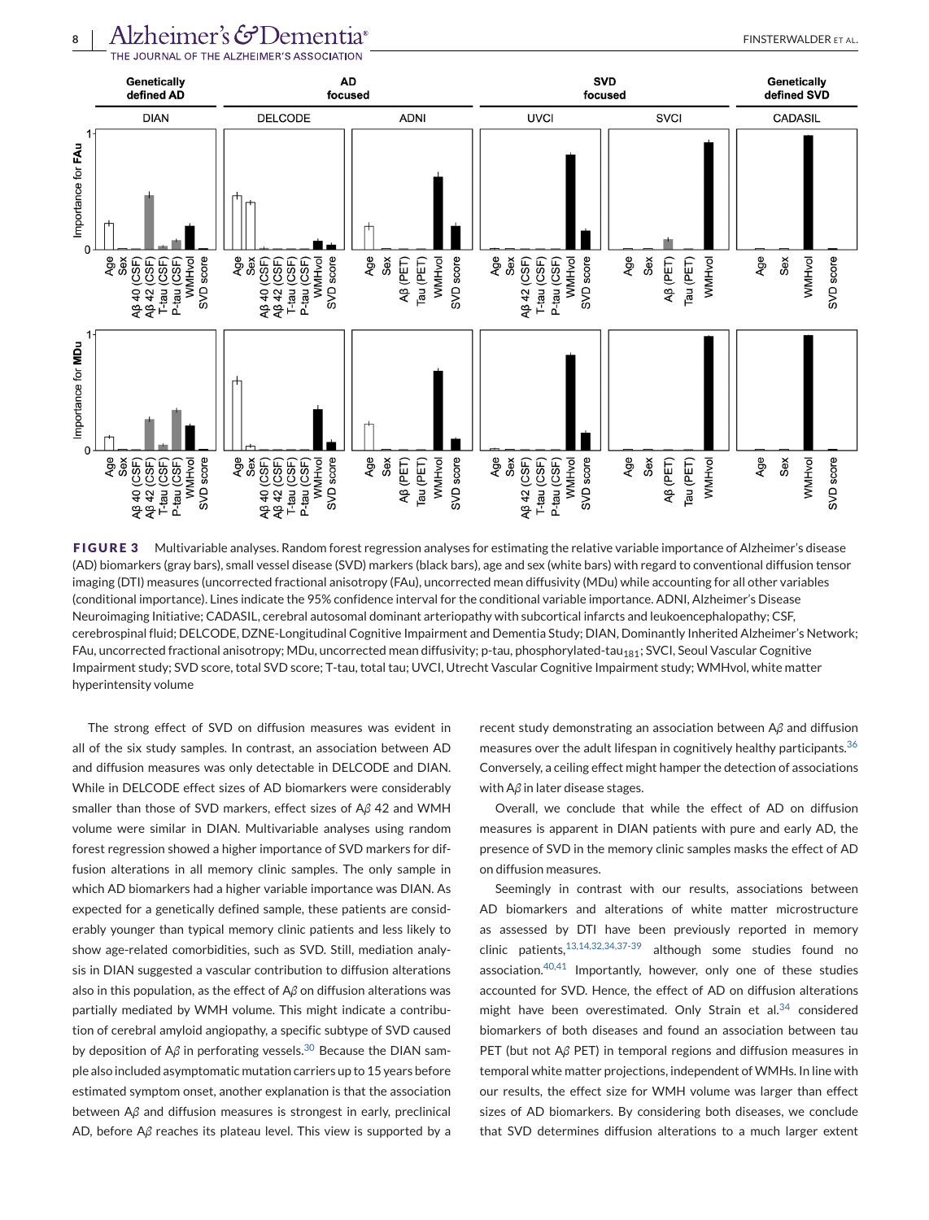**FIGURE 3** Multivariable analyses. Random forest regression analyses for estimating the relative variable importance of Alzheimer's disease (AD) biomarkers (gray bars), small vessel disease (SVD) markers (black bars), age and sex (white bars) with regard to conventional diffusion tensor imaging (DTI) measures (uncorrected fractional anisotropy (FAu), uncorrected mean diffusivity (MDu) while accounting for all other variables (conditional importance). Lines indicate the 95% confidence interval for the conditional variable importance. ADNI, Alzheimer's Disease Neuroimaging Initiative; CADASIL, cerebral autosomal dominant arteriopathy with subcortical infarcts and leukoencephalopathy; CSF, cerebrospinal fluid; DELCODE, DZNE-Longitudinal Cognitive Impairment and Dementia Study; DIAN, Dominantly Inherited Alzheimer's Network; FAu, uncorrected fractional anisotropy; MDu, uncorrected mean diffusivity; p-tau, phosphorylated-tau$_{181}$; SVCI, Seoul Vascular Cognitive Impairment study; SVD score, total SVD score; T-tau, total tau; UVCI, Utrecht Vascular Cognitive Impairment study; WMHvol, white matter hyperintensity volume

The strong effect of SVD on diffusion measures was evident in all of the six study samples. In contrast, an association between AD and diffusion measures was only detectable in DELCODE and DIAN. While in DELCODE effect sizes of AD biomarkers were considerably smaller than those of SVD markers, effect sizes of A$\beta$ 42 and WMH volume were similar in DIAN. Multivariable analyses using random forest regression showed a higher importance of SVD markers for diffusion alterations in all memory clinic samples. The only sample in which AD biomarkers had a higher variable importance was DIAN. As expected for a genetically defined sample, these patients are considerably younger than typical memory clinic patients and less likely to show age-related comorbidities, such as SVD. Still, mediation analysis in DIAN suggested a vascular contribution to diffusion alterations also in this population, as the effect of A$\beta$ on diffusion alterations was partially mediated by WMH volume. This might indicate a contribution of cerebral amyloid angiopathy, a specific subtype of SVD caused by deposition of A$\beta$ in perforating vessels.[30] Because the DIAN sample also included asymptomatic mutation carriers up to 15 years before estimated symptom onset, another explanation is that the association between A$\beta$ and diffusion measures is strongest in early, preclinical AD, before A$\beta$ reaches its plateau level. This view is supported by a recent study demonstrating an association between A$\beta$ and diffusion measures over the adult lifespan in cognitively healthy participants.[36] Conversely, a ceiling effect might hamper the detection of associations with A$\beta$ in later disease stages.

Overall, we conclude that while the effect of AD on diffusion measures is apparent in DIAN patients with pure and early AD, the presence of SVD in the memory clinic samples masks the effect of AD on diffusion measures.

Seemingly in contrast with our results, associations between AD biomarkers and alterations of white matter microstructure as assessed by DTI have been previously reported in memory clinic patients,[13,14,32,34,37-39] although some studies found no association.[40,41] Importantly, however, only one of these studies accounted for SVD. Hence, the effect of AD on diffusion alterations might have been overestimated. Only Strain et al.[34] considered biomarkers of both diseases and found an association between tau PET (but not A$\beta$ PET) in temporal regions and diffusion measures in temporal white matter projections, independent of WMHs. In line with our results, the effect size for WMH volume was larger than effect sizes of AD biomarkers. By considering both diseases, we conclude that SVD determines diffusion alterations to a much larger extent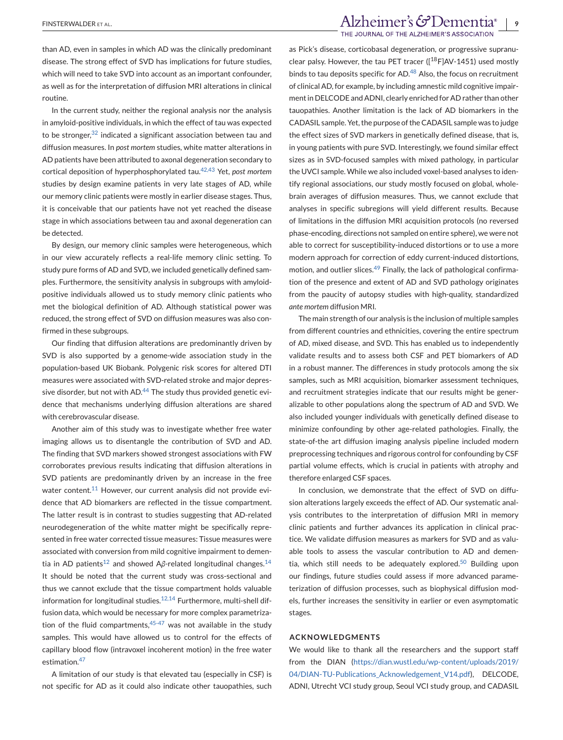than AD, even in samples in which AD was the clinically predominant disease. The strong effect of SVD has implications for future studies, which will need to take SVD into account as an important confounder, as well as for the interpretation of diffusion MRI alterations in clinical routine.

In the current study, neither the regional analysis nor the analysis in amyloid-positive individuals, in which the effect of tau was expected to be stronger,[32] indicated a significant association between tau and diffusion measures. In *post mortem* studies, white matter alterations in AD patients have been attributed to axonal degeneration secondary to cortical deposition of hyperphosphorylated tau.[42,43] Yet, *post mortem* studies by design examine patients in very late stages of AD, while our memory clinic patients were mostly in earlier disease stages. Thus, it is conceivable that our patients have not yet reached the disease stage in which associations between tau and axonal degeneration can be detected.

By design, our memory clinic samples were heterogeneous, which in our view accurately reflects a real-life memory clinic setting. To study pure forms of AD and SVD, we included genetically defined samples. Furthermore, the sensitivity analysis in subgroups with amyloid-positive individuals allowed us to study memory clinic patients who met the biological definition of AD. Although statistical power was reduced, the strong effect of SVD on diffusion measures was also confirmed in these subgroups.

Our finding that diffusion alterations are predominantly driven by SVD is also supported by a genome-wide association study in the population-based UK Biobank. Polygenic risk scores for altered DTI measures were associated with SVD-related stroke and major depressive disorder, but not with AD.[44] The study thus provided genetic evidence that mechanisms underlying diffusion alterations are shared with cerebrovascular disease.

Another aim of this study was to investigate whether free water imaging allows us to disentangle the contribution of SVD and AD. The finding that SVD markers showed strongest associations with FW corroborates previous results indicating that diffusion alterations in SVD patients are predominantly driven by an increase in the free water content.[11] However, our current analysis did not provide evidence that AD biomarkers are reflected in the tissue compartment. The latter result is in contrast to studies suggesting that AD-related neurodegeneration of the white matter might be specifically represented in free water corrected tissue measures: Tissue measures were associated with conversion from mild cognitive impairment to dementia in AD patients[12] and showed Aβ-related longitudinal changes.[14] It should be noted that the current study was cross-sectional and thus we cannot exclude that the tissue compartment holds valuable information for longitudinal studies.[12,14] Furthermore, multi-shell diffusion data, which would be necessary for more complex parametrization of the fluid compartments,[45-47] was not available in the study samples. This would have allowed us to control for the effects of capillary blood flow (intravoxel incoherent motion) in the free water estimation.[47]

A limitation of our study is that elevated tau (especially in CSF) is not specific for AD as it could also indicate other tauopathies, such as Pick's disease, corticobasal degeneration, or progressive supranuclear palsy. However, the tau PET tracer ([$^{18}$F]AV-1451) used mostly binds to tau deposits specific for AD.[48] Also, the focus on recruitment of clinical AD, for example, by including amnestic mild cognitive impairment in DELCODE and ADNI, clearly enriched for AD rather than other tauopathies. Another limitation is the lack of AD biomarkers in the CADASIL sample. Yet, the purpose of the CADASIL sample was to judge the effect sizes of SVD markers in genetically defined disease, that is, in young patients with pure SVD. Interestingly, we found similar effect sizes as in SVD-focused samples with mixed pathology, in particular the UVCI sample. While we also included voxel-based analyses to identify regional associations, our study mostly focused on global, whole-brain averages of diffusion measures. Thus, we cannot exclude that analyses in specific subregions will yield different results. Because of limitations in the diffusion MRI acquisition protocols (no reversed phase-encoding, directions not sampled on entire sphere), we were not able to correct for susceptibility-induced distortions or to use a more modern approach for correction of eddy current-induced distortions, motion, and outlier slices.[49] Finally, the lack of pathological confirmation of the presence and extent of AD and SVD pathology originates from the paucity of autopsy studies with high-quality, standardized *ante mortem* diffusion MRI.

The main strength of our analysis is the inclusion of multiple samples from different countries and ethnicities, covering the entire spectrum of AD, mixed disease, and SVD. This has enabled us to independently validate results and to assess both CSF and PET biomarkers of AD in a robust manner. The differences in study protocols among the six samples, such as MRI acquisition, biomarker assessment techniques, and recruitment strategies indicate that our results might be generalizable to other populations along the spectrum of AD and SVD. We also included younger individuals with genetically defined disease to minimize confounding by other age-related pathologies. Finally, the state-of-the art diffusion imaging analysis pipeline included modern preprocessing techniques and rigorous control for confounding by CSF partial volume effects, which is crucial in patients with atrophy and therefore enlarged CSF spaces.

In conclusion, we demonstrate that the effect of SVD on diffusion alterations largely exceeds the effect of AD. Our systematic analysis contributes to the interpretation of diffusion MRI in memory clinic patients and further advances its application in clinical practice. We validate diffusion measures as markers for SVD and as valuable tools to assess the vascular contribution to AD and dementia, which still needs to be adequately explored.[50] Building upon our findings, future studies could assess if more advanced parameterization of diffusion processes, such as biophysical diffusion models, further increases the sensitivity in earlier or even asymptomatic stages.

## ACKNOWLEDGMENTS

We would like to thank all the researchers and the support staff from the DIAN (https://dian.wustl.edu/wp-content/uploads/2019/04/DIAN-TU-Publications_Acknowledgement_V14.pdf), DELCODE, ADNI, Utrecht VCI study group, Seoul VCI study group, and CADASIL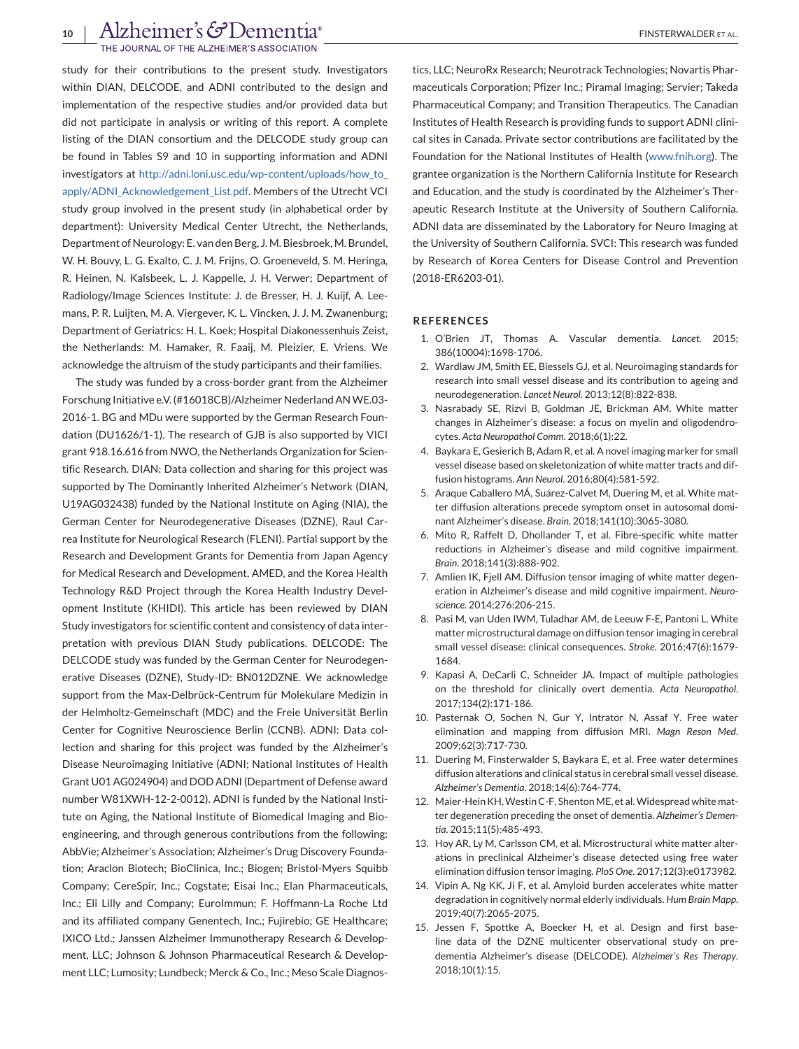study for their contributions to the present study. Investigators within DIAN, DELCODE, and ADNI contributed to the design and implementation of the respective studies and/or provided data but did not participate in analysis or writing of this report. A complete listing of the DIAN consortium and the DELCODE study group can be found in Tables S9 and 10 in supporting information and ADNI investigators at http://adni.loni.usc.edu/wp-content/uploads/how_to_apply/ADNI_Acknowledgement_List.pdf. Members of the Utrecht VCI study group involved in the present study (in alphabetical order by department): University Medical Center Utrecht, the Netherlands, Department of Neurology: E. van den Berg, J. M. Biesbroek, M. Brundel, W. H. Bouvy, L. G. Exalto, C. J. M. Frijns, O. Groeneveld, S. M. Heringa, R. Heinen, N. Kalsbeek, L. J. Kappelle, J. H. Verwer; Department of Radiology/Image Sciences Institute: J. de Bresser, H. J. Kuijf, A. Leemans, P. R. Luijten, M. A. Viergever, K. L. Vincken, J. J. M. Zwanenburg; Department of Geriatrics: H. L. Koek; Hospital Diakonessenhuis Zeist, the Netherlands: M. Hamaker, R. Faaij, M. Pleizier, E. Vriens. We acknowledge the altruism of the study participants and their families.

The study was funded by a cross-border grant from the Alzheimer Forschung Initiative e.V. (#16018CB)/Alzheimer Nederland AN WE.03-2016-1. BG and MDu were supported by the German Research Foundation (DU1626/1-1). The research of GJB is also supported by VICI grant 918.16.616 from NWO, the Netherlands Organization for Scientific Research. DIAN: Data collection and sharing for this project was supported by The Dominantly Inherited Alzheimer's Network (DIAN, U19AG032438) funded by the National Institute on Aging (NIA), the German Center for Neurodegenerative Diseases (DZNE), Raul Carrea Institute for Neurological Research (FLENI). Partial support by the Research and Development Grants for Dementia from Japan Agency for Medical Research and Development, AMED, and the Korea Health Technology R&D Project through the Korea Health Industry Development Institute (KHIDI). This article has been reviewed by DIAN Study investigators for scientific content and consistency of data interpretation with previous DIAN Study publications. DELCODE: The DELCODE study was funded by the German Center for Neurodegenerative Diseases (DZNE), Study-ID: BN012DZNE. We acknowledge support from the Max-Delbrück-Centrum für Molekulare Medizin in der Helmholtz-Gemeinschaft (MDC) and the Freie Universität Berlin Center for Cognitive Neuroscience Berlin (CCNB). ADNI: Data collection and sharing for this project was funded by the Alzheimer's Disease Neuroimaging Initiative (ADNI; National Institutes of Health Grant U01 AG024904) and DOD ADNI (Department of Defense award number W81XWH-12-2-0012). ADNI is funded by the National Institute on Aging, the National Institute of Biomedical Imaging and Bioengineering, and through generous contributions from the following: AbbVie; Alzheimer's Association; Alzheimer's Drug Discovery Foundation; Araclon Biotech; BioClinica, Inc.; Biogen; Bristol-Myers Squibb Company; CereSpir, Inc.; Cogstate; Eisai Inc.; Elan Pharmaceuticals, Inc.; Eli Lilly and Company; EuroImmun; F. Hoffmann-La Roche Ltd and its affiliated company Genentech, Inc.; Fujirebio; GE Healthcare; IXICO Ltd.; Janssen Alzheimer Immunotherapy Research & Development, LLC; Johnson & Johnson Pharmaceutical Research & Development LLC; Lumosity; Lundbeck; Merck & Co., Inc.; Meso Scale Diagnostics, LLC; NeuroRx Research; Neurotrack Technologies; Novartis Pharmaceuticals Corporation; Pfizer Inc.; Piramal Imaging; Servier; Takeda Pharmaceutical Company; and Transition Therapeutics. The Canadian Institutes of Health Research is providing funds to support ADNI clinical sites in Canada. Private sector contributions are facilitated by the Foundation for the National Institutes of Health (www.fnih.org). The grantee organization is the Northern California Institute for Research and Education, and the study is coordinated by the Alzheimer's Therapeutic Research Institute at the University of Southern California. ADNI data are disseminated by the Laboratory for Neuro Imaging at the University of Southern California. SVCI: This research was funded by Research of Korea Centers for Disease Control and Prevention (2018-ER6203-01).

## REFERENCES

1. O'Brien JT, Thomas A. Vascular dementia. *Lancet*. 2015; 386(10004):1698-1706.
2. Wardlaw JM, Smith EE, Biessels GJ, et al. Neuroimaging standards for research into small vessel disease and its contribution to ageing and neurodegeneration. *Lancet Neurol*. 2013;12(8):822-838.
3. Nasrabady SE, Rizvi B, Goldman JE, Brickman AM. White matter changes in Alzheimer's disease: a focus on myelin and oligodendrocytes. *Acta Neuropathol Comm*. 2018;6(1):22.
4. Baykara E, Gesierich B, Adam R, et al. A novel imaging marker for small vessel disease based on skeletonization of white matter tracts and diffusion histograms. *Ann Neurol*. 2016;80(4):581-592.
5. Araque Caballero MÁ, Suárez-Calvet M, Duering M, et al. White matter diffusion alterations precede symptom onset in autosomal dominant Alzheimer's disease. *Brain*. 2018;141(10):3065-3080.
6. Mito R, Raffelt D, Dhollander T, et al. Fibre-specific white matter reductions in Alzheimer's disease and mild cognitive impairment. *Brain*. 2018;141(3):888-902.
7. Amlien IK, Fjell AM. Diffusion tensor imaging of white matter degeneration in Alzheimer's disease and mild cognitive impairment. *Neuroscience*. 2014;276:206-215.
8. Pasi M, van Uden IWM, Tuladhar AM, de Leeuw F-E, Pantoni L. White matter microstructural damage on diffusion tensor imaging in cerebral small vessel disease: clinical consequences. *Stroke*. 2016;47(6):1679-1684.
9. Kapasi A, DeCarli C, Schneider JA. Impact of multiple pathologies on the threshold for clinically overt dementia. *Acta Neuropathol*. 2017;134(2):171-186.
10. Pasternak O, Sochen N, Gur Y, Intrator N, Assaf Y. Free water elimination and mapping from diffusion MRI. *Magn Reson Med*. 2009;62(3):717-730.
11. Duering M, Finsterwalder S, Baykara E, et al. Free water determines diffusion alterations and clinical status in cerebral small vessel disease. *Alzheimer's Dementia*. 2018;14(6):764-774.
12. Maier-Hein KH, Westin C-F, Shenton ME, et al. Widespread white matter degeneration preceding the onset of dementia. *Alzheimer's Dementia*. 2015;11(5):485-493.
13. Hoy AR, Ly M, Carlsson CM, et al. Microstructural white matter alterations in preclinical Alzheimer's disease detected using free water elimination diffusion tensor imaging. *PloS One*. 2017;12(3):e0173982.
14. Vipin A, Ng KK, Ji F, et al. Amyloid burden accelerates white matter degradation in cognitively normal elderly individuals. *Hum Brain Mapp*. 2019;40(7):2065-2075.
15. Jessen F, Spottke A, Boecker H, et al. Design and first baseline data of the DZNE multicenter observational study on predementia Alzheimer's disease (DELCODE). *Alzheimer's Res Therapy*. 2018;10(1):15.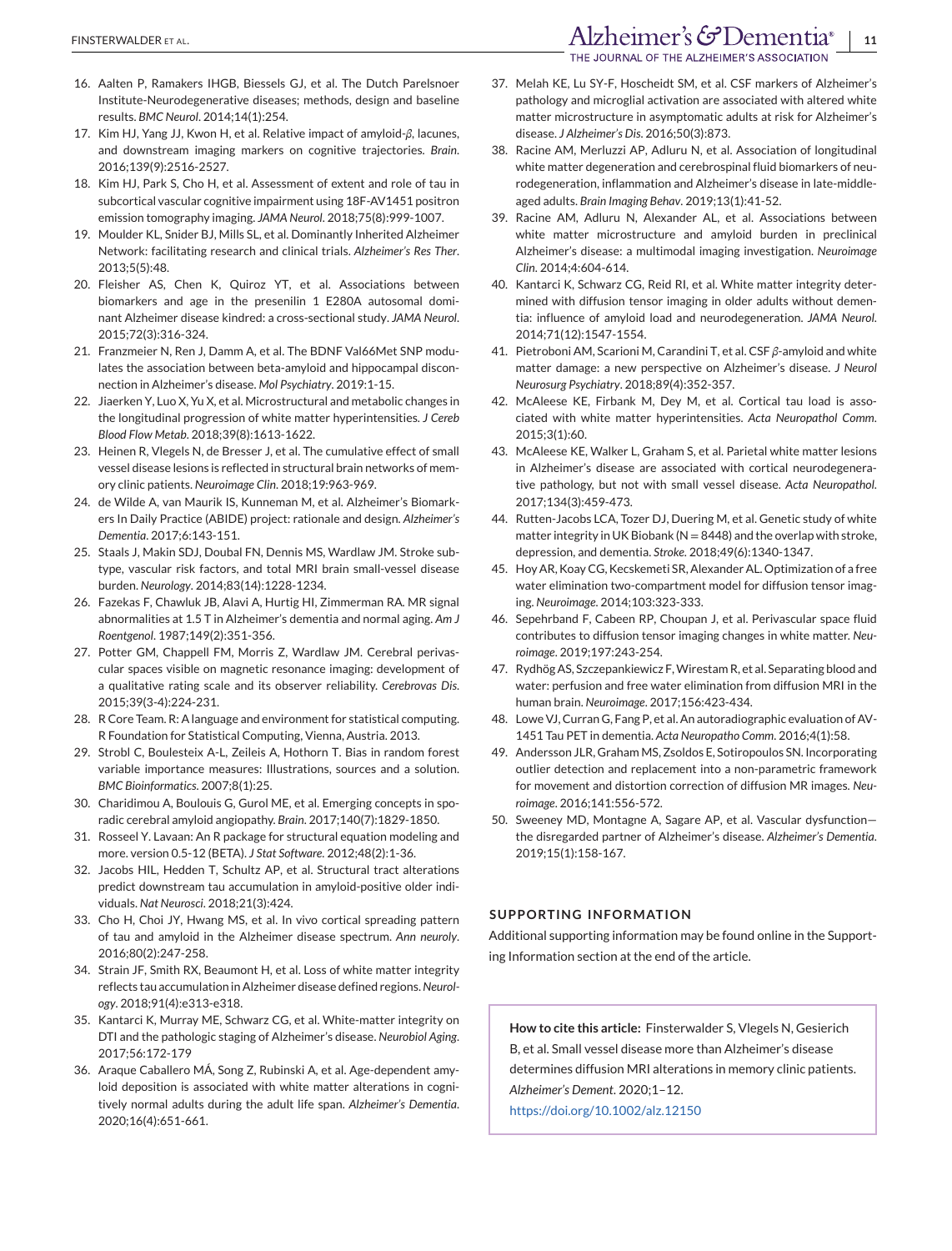16. Aalten P, Ramakers IHGB, Biessels GJ, et al. The Dutch Parelsnoer Institute-Neurodegenerative diseases; methods, design and baseline results. *BMC Neurol*. 2014;14(1):254.
17. Kim HJ, Yang JJ, Kwon H, et al. Relative impact of amyloid-$\beta$, lacunes, and downstream imaging markers on cognitive trajectories. *Brain*. 2016;139(9):2516-2527.
18. Kim HJ, Park S, Cho H, et al. Assessment of extent and role of tau in subcortical vascular cognitive impairment using 18F-AV1451 positron emission tomography imaging. *JAMA Neurol*. 2018;75(8):999-1007.
19. Moulder KL, Snider BJ, Mills SL, et al. Dominantly Inherited Alzheimer Network: facilitating research and clinical trials. *Alzheimer's Res Ther*. 2013;5(5):48.
20. Fleisher AS, Chen K, Quiroz YT, et al. Associations between biomarkers and age in the presenilin 1 E280A autosomal dominant Alzheimer disease kindred: a cross-sectional study. *JAMA Neurol*. 2015;72(3):316-324.
21. Franzmeier N, Ren J, Damm A, et al. The BDNF Val66Met SNP modulates the association between beta-amyloid and hippocampal disconnection in Alzheimer's disease. *Mol Psychiatry*. 2019:1-15.
22. Jiaerken Y, Luo X, Yu X, et al. Microstructural and metabolic changes in the longitudinal progression of white matter hyperintensities. *J Cereb Blood Flow Metab*. 2018;39(8):1613-1622.
23. Heinen R, Vlegels N, de Bresser J, et al. The cumulative effect of small vessel disease lesions is reflected in structural brain networks of memory clinic patients. *Neuroimage Clin*. 2018;19:963-969.
24. de Wilde A, van Maurik IS, Kunneman M, et al. Alzheimer's Biomarkers In Daily Practice (ABIDE) project: rationale and design. *Alzheimer's Dementia*. 2017;6:143-151.
25. Staals J, Makin SDJ, Doubal FN, Dennis MS, Wardlaw JM. Stroke subtype, vascular risk factors, and total MRI brain small-vessel disease burden. *Neurology*. 2014;83(14):1228-1234.
26. Fazekas F, Chawluk JB, Alavi A, Hurtig HI, Zimmerman RA. MR signal abnormalities at 1.5 T in Alzheimer's dementia and normal aging. *Am J Roentgenol*. 1987;149(2):351-356.
27. Potter GM, Chappell FM, Morris Z, Wardlaw JM. Cerebral perivascular spaces visible on magnetic resonance imaging: development of a qualitative rating scale and its observer reliability. *Cerebrovas Dis*. 2015;39(3-4):224-231.
28. R Core Team. R: A language and environment for statistical computing. R Foundation for Statistical Computing, Vienna, Austria. 2013.
29. Strobl C, Boulesteix A-L, Zeileis A, Hothorn T. Bias in random forest variable importance measures: Illustrations, sources and a solution. *BMC Bioinformatics*. 2007;8(1):25.
30. Charidimou A, Boulouis G, Gurol ME, et al. Emerging concepts in sporadic cerebral amyloid angiopathy. *Brain*. 2017;140(7):1829-1850.
31. Rosseel Y. Lavaan: An R package for structural equation modeling and more. version 0.5-12 (BETA). *J Stat Software*. 2012;48(2):1-36.
32. Jacobs HIL, Hedden T, Schultz AP, et al. Structural tract alterations predict downstream tau accumulation in amyloid-positive older individuals. *Nat Neurosci*. 2018;21(3):424.
33. Cho H, Choi JY, Hwang MS, et al. In vivo cortical spreading pattern of tau and amyloid in the Alzheimer disease spectrum. *Ann neuroly*. 2016;80(2):247-258.
34. Strain JF, Smith RX, Beaumont H, et al. Loss of white matter integrity reflects tau accumulation in Alzheimer disease defined regions. *Neurology*. 2018;91(4):e313-e318.
35. Kantarci K, Murray ME, Schwarz CG, et al. White-matter integrity on DTI and the pathologic staging of Alzheimer's disease. *Neurobiol Aging*. 2017;56:172-179
36. Araque Caballero MÁ, Song Z, Rubinski A, et al. Age-dependent amyloid deposition is associated with white matter alterations in cognitively normal adults during the adult life span. *Alzheimer's Dementia*. 2020;16(4):651-661.
37. Melah KE, Lu SY-F, Hoscheidt SM, et al. CSF markers of Alzheimer's pathology and microglial activation are associated with altered white matter microstructure in asymptomatic adults at risk for Alzheimer's disease. *J Alzheimer's Dis*. 2016;50(3):873.
38. Racine AM, Merluzzi AP, Adluru N, et al. Association of longitudinal white matter degeneration and cerebrospinal fluid biomarkers of neurodegeneration, inflammation and Alzheimer's disease in late-middle-aged adults. *Brain Imaging Behav*. 2019;13(1):41-52.
39. Racine AM, Adluru N, Alexander AL, et al. Associations between white matter microstructure and amyloid burden in preclinical Alzheimer's disease: a multimodal imaging investigation. *Neuroimage Clin*. 2014;4:604-614.
40. Kantarci K, Schwarz CG, Reid RI, et al. White matter integrity determined with diffusion tensor imaging in older adults without dementia: influence of amyloid load and neurodegeneration. *JAMA Neurol*. 2014;71(12):1547-1554.
41. Pietroboni AM, Scarioni M, Carandini T, et al. CSF $\beta$-amyloid and white matter damage: a new perspective on Alzheimer's disease. *J Neurol Neurosurg Psychiatry*. 2018;89(4):352-357.
42. McAleese KE, Firbank M, Dey M, et al. Cortical tau load is associated with white matter hyperintensities. *Acta Neuropathol Comm*. 2015;3(1):60.
43. McAleese KE, Walker L, Graham S, et al. Parietal white matter lesions in Alzheimer's disease are associated with cortical neurodegenerative pathology, but not with small vessel disease. *Acta Neuropathol*. 2017;134(3):459-473.
44. Rutten-Jacobs LCA, Tozer DJ, Duering M, et al. Genetic study of white matter integrity in UK Biobank (N = 8448) and the overlap with stroke, depression, and dementia. *Stroke*. 2018;49(6):1340-1347.
45. Hoy AR, Koay CG, Kecskemeti SR, Alexander AL. Optimization of a free water elimination two-compartment model for diffusion tensor imaging. *Neuroimage*. 2014;103:323-333.
46. Sepehrband F, Cabeen RP, Choupan J, et al. Perivascular space fluid contributes to diffusion tensor imaging changes in white matter. *Neuroimage*. 2019;197:243-254.
47. Rydhög AS, Szczepankiewicz F, Wirestam R, et al. Separating blood and water: perfusion and free water elimination from diffusion MRI in the human brain. *Neuroimage*. 2017;156:423-434.
48. Lowe VJ, Curran G, Fang P, et al. An autoradiographic evaluation of AV-1451 Tau PET in dementia. *Acta Neuropatho Comm*. 2016;4(1):58.
49. Andersson JLR, Graham MS, Zsoldos E, Sotiropoulos SN. Incorporating outlier detection and replacement into a non-parametric framework for movement and distortion correction of diffusion MR images. *Neuroimage*. 2016;141:556-572.
50. Sweeney MD, Montagne A, Sagare AP, et al. Vascular dysfunction—the disregarded partner of Alzheimer's disease. *Alzheimer's Dementia*. 2019;15(1):158-167.

## SUPPORTING INFORMATION

Additional supporting information may be found online in the Supporting Information section at the end of the article.

**How to cite this article:** Finsterwalder S, Vlegels N, Gesierich B, et al. Small vessel disease more than Alzheimer's disease determines diffusion MRI alterations in memory clinic patients. *Alzheimer's Dement*. 2020;1–12. https://doi.org/10.1002/alz.12150